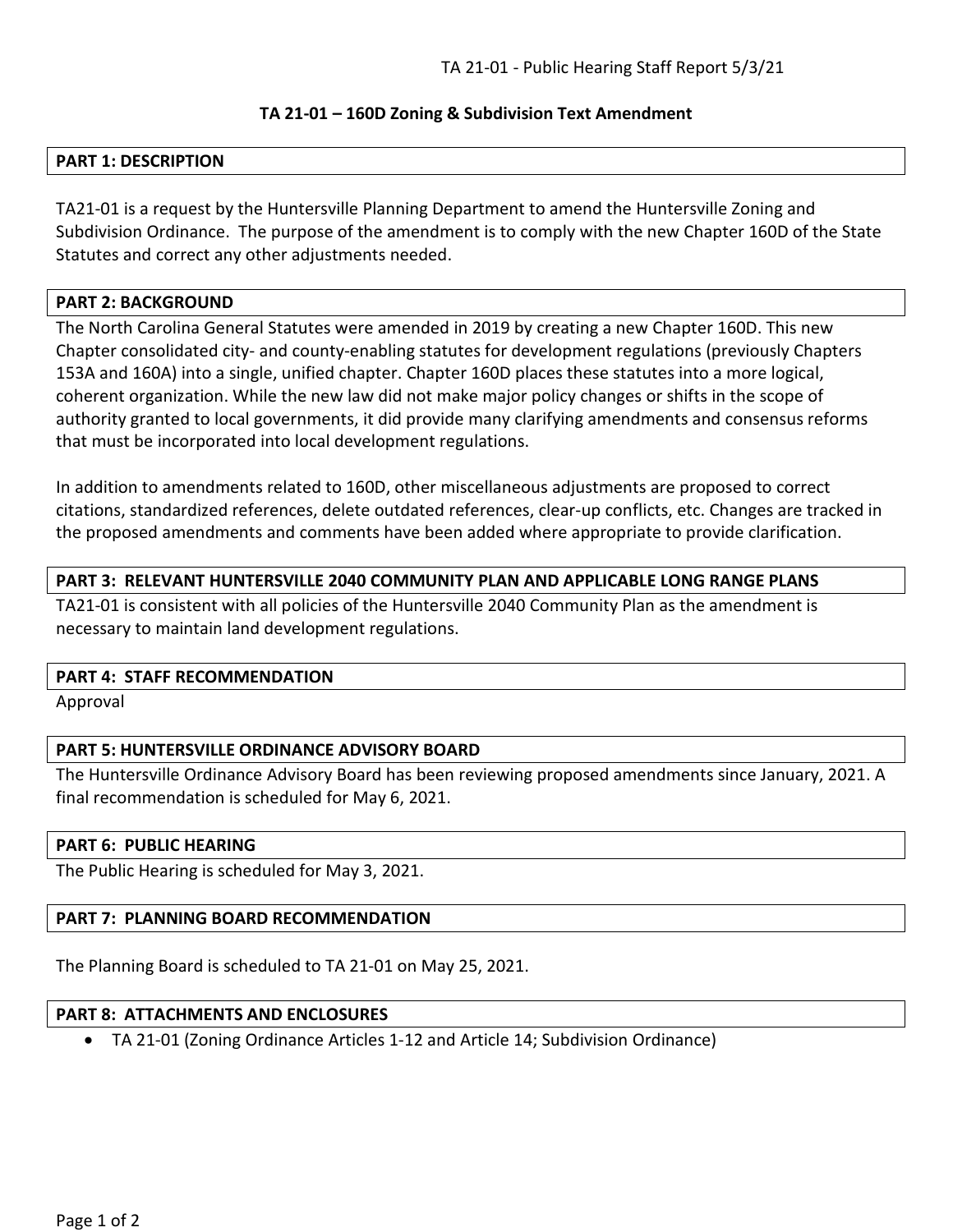TA 21-01 - Public Hearing Staff Report 5/3/21

# TA 21-01 – 160D Zoning & Subdivision Text Amendment

## PART 1: DESCRIPTION

TA21-01 is a request by the Huntersville Planning Department to amend the Huntersville Zoning and Subdivision Ordinance. The purpose of the amendment is to comply with the new Chapter 160D of the State Statutes and correct any other adjustments needed.

## PART 2: BACKGROUND

The North Carolina General Statutes were amended in 2019 by creating a new Chapter 160D. This new Chapter consolidated city- and county-enabling statutes for development regulations (previously Chapters 153A and 160A) into a single, unified chapter. Chapter 160D places these statutes into a more logical, coherent organization. While the new law did not make major policy changes or shifts in the scope of authority granted to local governments, it did provide many clarifying amendments and consensus reforms that must be incorporated into local development regulations.

In addition to amendments related to 160D, other miscellaneous adjustments are proposed to correct citations, standardized references, delete outdated references, clear-up conflicts, etc. Changes are tracked in the proposed amendments and comments have been added where appropriate to provide clarification.

## PART 3: RELEVANT HUNTERSVILLE 2040 COMMUNITY PLAN AND APPLICABLE LONG RANGE PLANS

TA21-01 is consistent with all policies of the Huntersville 2040 Community Plan as the amendment is necessary to maintain land development regulations.

## PART 4: STAFF RECOMMENDATION

Approval

## PART 5: HUNTERSVILLE ORDINANCE ADVISORY BOARD

The Huntersville Ordinance Advisory Board has been reviewing proposed amendments since January, 2021. A final recommendation is scheduled for May 6, 2021.

## PART 6: PUBLIC HEARING

The Public Hearing is scheduled for May 3, 2021.

## PART 7: PLANNING BOARD RECOMMENDATION

The Planning Board is scheduled to TA 21-01 on May 25, 2021.

## PART 8: ATTACHMENTS AND ENCLOSURES

- TA 21-01 (Zoning Ordinance Articles 1-12 and Article 14; Subdivision Ordinance)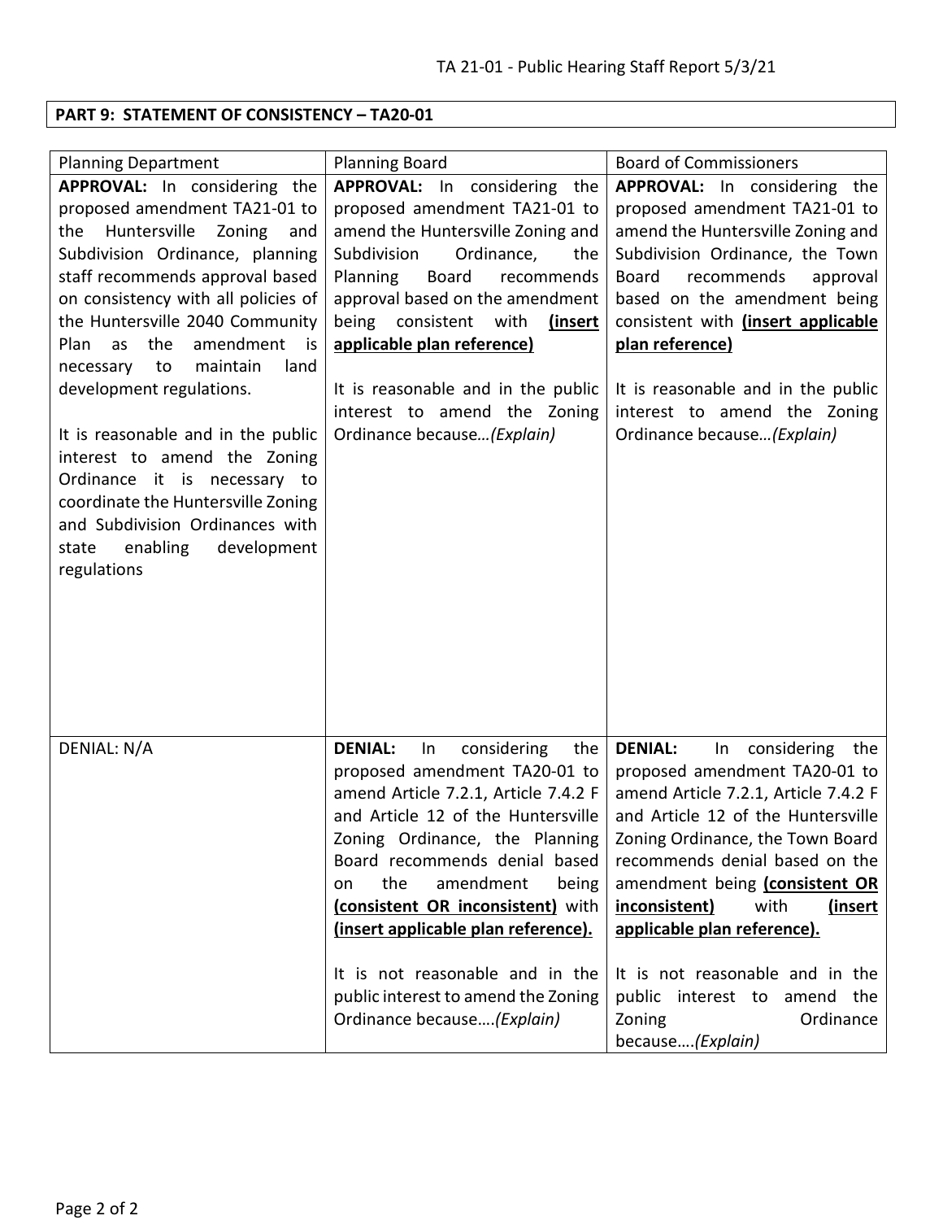**PART 9: STATEMENT OF CONSISTENCY – TA20-01**

| Planning Department | Planning Board | Board of Commissioners |
|---|---|---|
| **APPROVAL:** In considering the proposed amendment TA21-01 to the Huntersville Zoning and Subdivision Ordinance, planning staff recommends approval based on consistency with all policies of the Huntersville 2040 Community Plan as the amendment is necessary to maintain land development regulations.<br><br>It is reasonable and in the public interest to amend the Zoning Ordinance it is necessary to coordinate the Huntersville Zoning and Subdivision Ordinances with state enabling development regulations | **APPROVAL:** In considering the proposed amendment TA21-01 to amend the Huntersville Zoning and Subdivision Ordinance, the Planning Board recommends approval based on the amendment being consistent with **(insert applicable plan reference)**<br><br>It is reasonable and in the public interest to amend the Zoning Ordinance because…*(Explain)* | **APPROVAL:** In considering the proposed amendment TA21-01 to amend the Huntersville Zoning and Subdivision Ordinance, the Town Board recommends approval based on the amendment being consistent with **(insert applicable plan reference)**<br><br>It is reasonable and in the public interest to amend the Zoning Ordinance because…*(Explain)* |
| DENIAL: N/A | **DENIAL:** In considering the proposed amendment TA20-01 to amend Article 7.2.1, Article 7.4.2 F and Article 12 of the Huntersville Zoning Ordinance, the Planning Board recommends denial based on the amendment being **(consistent OR inconsistent)** with **(insert applicable plan reference).**<br><br>It is not reasonable and in the public interest to amend the Zoning Ordinance because….*(Explain)* | **DENIAL:** In considering the proposed amendment TA20-01 to amend Article 7.2.1, Article 7.4.2 F and Article 12 of the Huntersville Zoning Ordinance, the Town Board recommends denial based on the amendment being **(consistent OR inconsistent)** with **(insert applicable plan reference).**<br><br>It is not reasonable and in the public interest to amend the Zoning Ordinance because….*(Explain)* |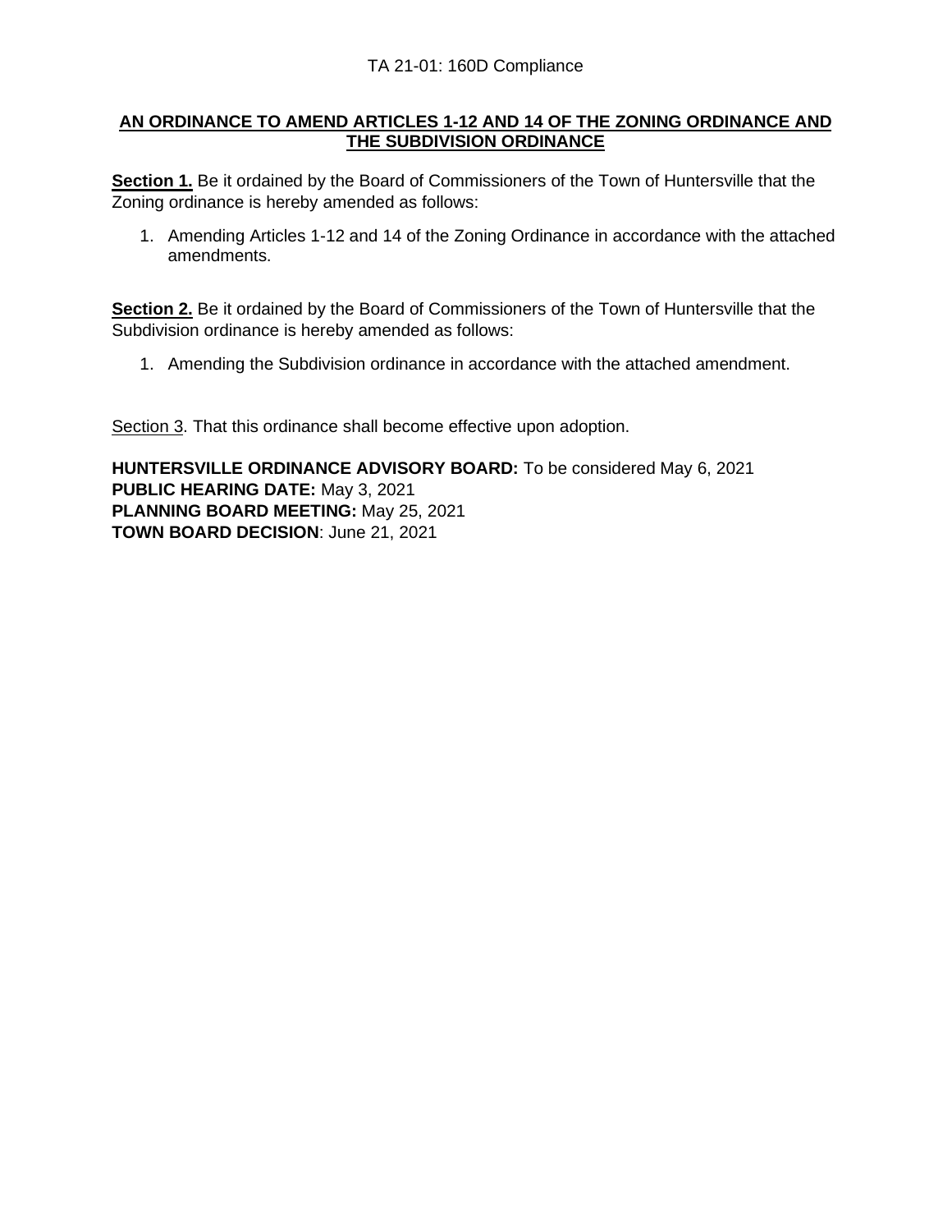TA 21-01: 160D Compliance

**AN ORDINANCE TO AMEND ARTICLES 1-12 AND 14 OF THE ZONING ORDINANCE AND THE SUBDIVISION ORDINANCE**

**Section 1.** Be it ordained by the Board of Commissioners of the Town of Huntersville that the Zoning ordinance is hereby amended as follows:

1. Amending Articles 1-12 and 14 of the Zoning Ordinance in accordance with the attached amendments.

**Section 2.** Be it ordained by the Board of Commissioners of the Town of Huntersville that the Subdivision ordinance is hereby amended as follows:

1. Amending the Subdivision ordinance in accordance with the attached amendment.

Section 3. That this ordinance shall become effective upon adoption.

**HUNTERSVILLE ORDINANCE ADVISORY BOARD:** To be considered May 6, 2021
**PUBLIC HEARING DATE:** May 3, 2021
**PLANNING BOARD MEETING:** May 25, 2021
**TOWN BOARD DECISION**: June 21, 2021